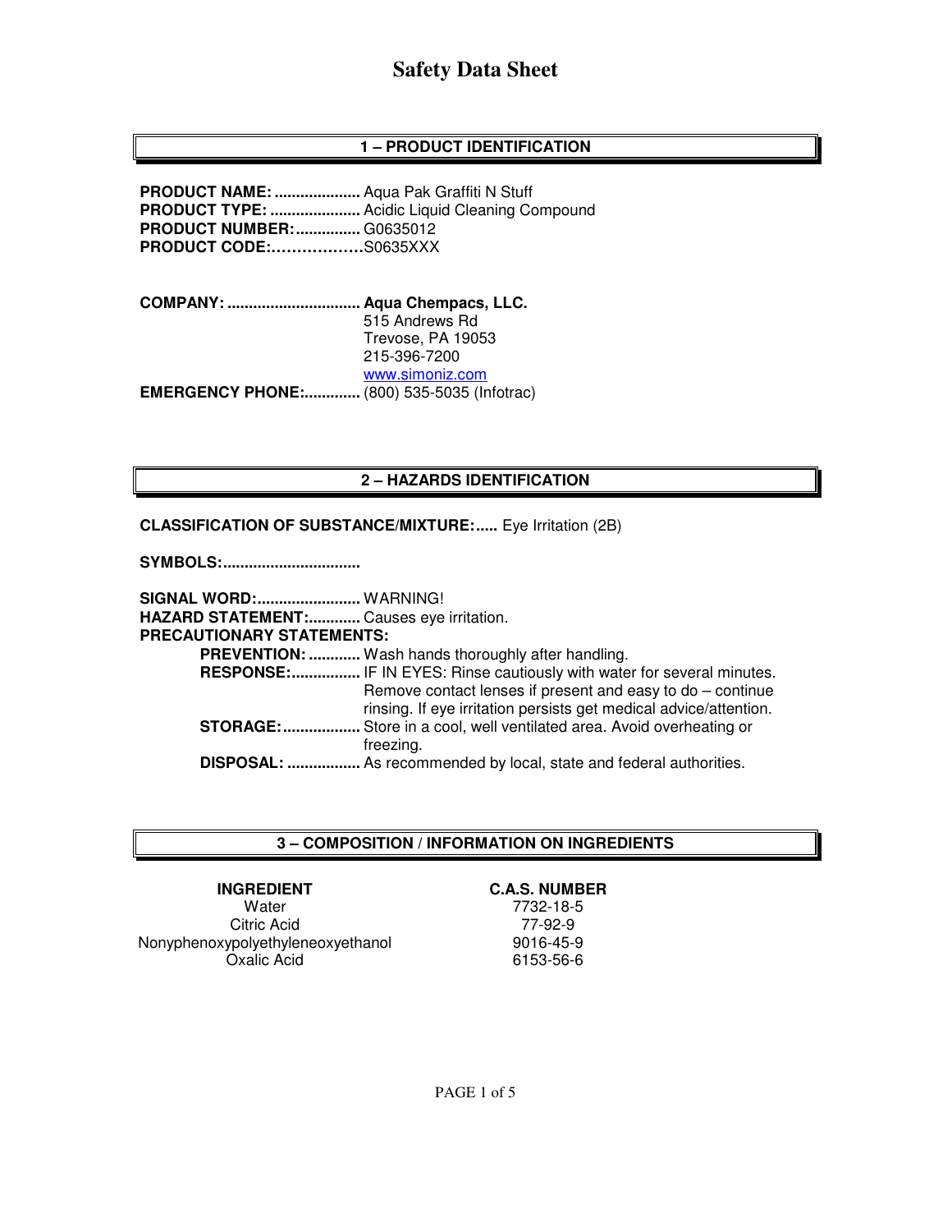# Safety Data Sheet

## 1 – PRODUCT IDENTIFICATION

**PRODUCT NAME:** .................... Aqua Pak Graffiti N Stuff
**PRODUCT TYPE:** ..................... Acidic Liquid Cleaning Compound
**PRODUCT NUMBER:** ............... G0635012
**PRODUCT CODE:** ………………S0635XXX

**COMPANY:** ............................... **Aqua Chempacs, LLC.**
515 Andrews Rd
Trevose, PA 19053
215-396-7200
www.simoniz.com
**EMERGENCY PHONE:** ............. (800) 535-5035 (Infotrac)

## 2 – HAZARDS IDENTIFICATION

**CLASSIFICATION OF SUBSTANCE/MIXTURE:** ..... Eye Irritation (2B)

**SYMBOLS:** ................................

**SIGNAL WORD:** ........................ WARNING!
**HAZARD STATEMENT:** ............ Causes eye irritation.
**PRECAUTIONARY STATEMENTS:**

- **PREVENTION:** ............ Wash hands thoroughly after handling.
- **RESPONSE:** ................ IF IN EYES: Rinse cautiously with water for several minutes. Remove contact lenses if present and easy to do – continue rinsing. If eye irritation persists get medical advice/attention.
- **STORAGE:** .................. Store in a cool, well ventilated area. Avoid overheating or freezing.
- **DISPOSAL:** ................. As recommended by local, state and federal authorities.

## 3 – COMPOSITION / INFORMATION ON INGREDIENTS

| INGREDIENT | C.A.S. NUMBER |
|---|---|
| Water | 7732-18-5 |
| Citric Acid | 77-92-9 |
| Nonyphenoxypolyethyleneoxyethanol | 9016-45-9 |
| Oxalic Acid | 6153-56-6 |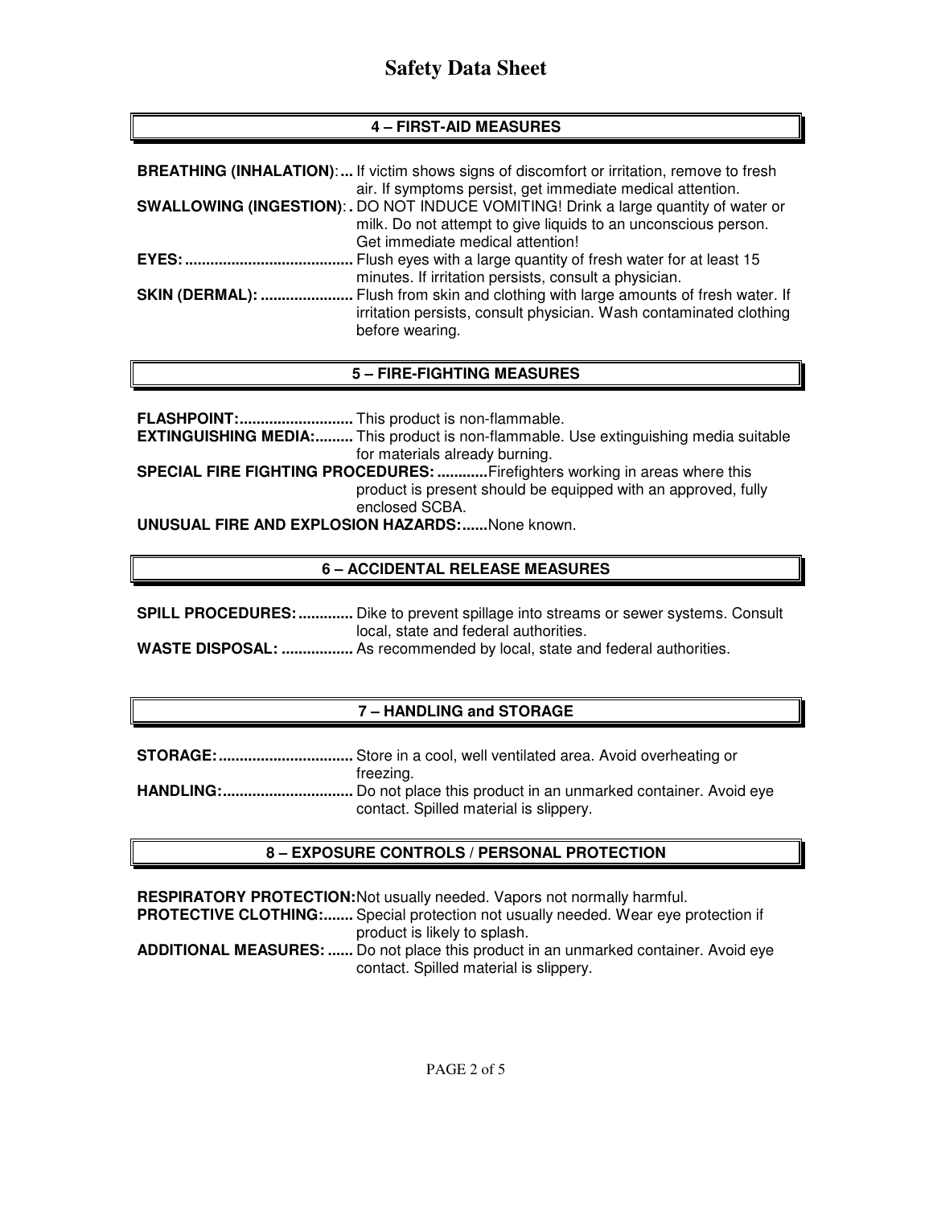## 4 – FIRST-AID MEASURES

**BREATHING (INHALATION)**:... If victim shows signs of discomfort or irritation, remove to fresh air. If symptoms persist, get immediate medical attention.

**SWALLOWING (INGESTION)**:. DO NOT INDUCE VOMITING! Drink a large quantity of water or milk. Do not attempt to give liquids to an unconscious person. Get immediate medical attention!

**EYES:**........................................ Flush eyes with a large quantity of fresh water for at least 15 minutes. If irritation persists, consult a physician.

**SKIN (DERMAL):** ...................... Flush from skin and clothing with large amounts of fresh water. If irritation persists, consult physician. Wash contaminated clothing before wearing.

## 5 – FIRE-FIGHTING MEASURES

**FLASHPOINT:**........................... This product is non-flammable.

**EXTINGUISHING MEDIA:**......... This product is non-flammable. Use extinguishing media suitable for materials already burning.

**SPECIAL FIRE FIGHTING PROCEDURES:** ............Firefighters working in areas where this product is present should be equipped with an approved, fully enclosed SCBA.

**UNUSUAL FIRE AND EXPLOSION HAZARDS:**......None known.

## 6 – ACCIDENTAL RELEASE MEASURES

**SPILL PROCEDURES:**............. Dike to prevent spillage into streams or sewer systems. Consult local, state and federal authorities.

**WASTE DISPOSAL:** ................. As recommended by local, state and federal authorities.

## 7 – HANDLING and STORAGE

**STORAGE:**................................ Store in a cool, well ventilated area. Avoid overheating or freezing.

**HANDLING:**............................... Do not place this product in an unmarked container. Avoid eye contact. Spilled material is slippery.

## 8 – EXPOSURE CONTROLS / PERSONAL PROTECTION

**RESPIRATORY PROTECTION:**Not usually needed. Vapors not normally harmful.

**PROTECTIVE CLOTHING:**....... Special protection not usually needed. Wear eye protection if product is likely to splash.

**ADDITIONAL MEASURES:** ...... Do not place this product in an unmarked container. Avoid eye contact. Spilled material is slippery.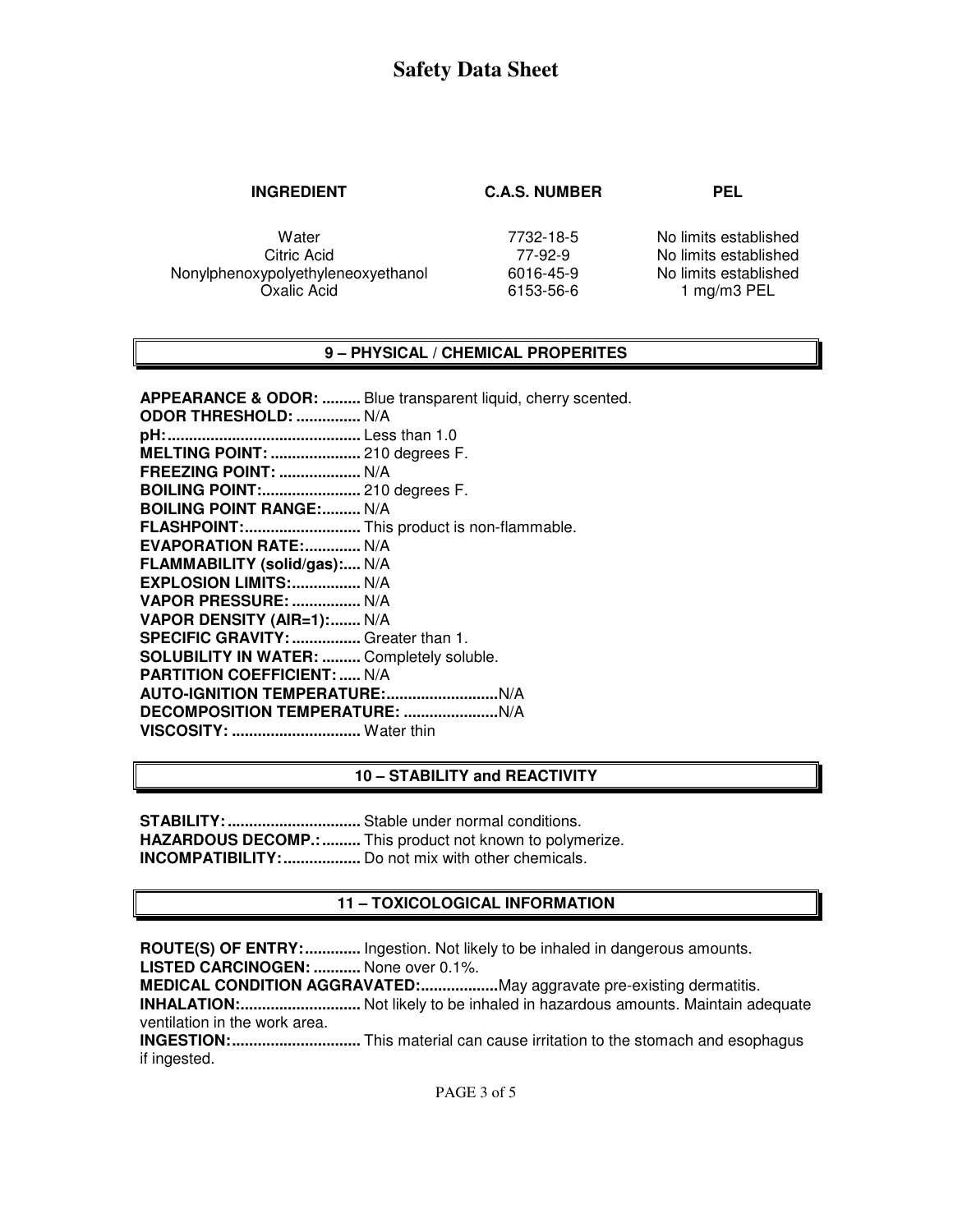| INGREDIENT | C.A.S. NUMBER | PEL |
|---|---|---|
| Water | 7732-18-5 | No limits established |
| Citric Acid | 77-92-9 | No limits established |
| Nonylphenoxypolyethyleneoxyethanol | 6016-45-9 | No limits established |
| Oxalic Acid | 6153-56-6 | 1 mg/m3 PEL |

## 9 – PHYSICAL / CHEMICAL PROPERITES

**APPEARANCE & ODOR:** ......... Blue transparent liquid, cherry scented.
**ODOR THRESHOLD:** ............... N/A
**pH:**............................................ Less than 1.0
**MELTING POINT:** ..................... 210 degrees F.
**FREEZING POINT:** ................... N/A
**BOILING POINT:**....................... 210 degrees F.
**BOILING POINT RANGE:**......... N/A
**FLASHPOINT:**........................... This product is non-flammable.
**EVAPORATION RATE:**............. N/A
**FLAMMABILITY (solid/gas):**.... N/A
**EXPLOSION LIMITS:**................ N/A
**VAPOR PRESSURE:** ................ N/A
**VAPOR DENSITY (AIR=1):**....... N/A
**SPECIFIC GRAVITY:** ................ Greater than 1.
**SOLUBILITY IN WATER:** ......... Completely soluble.
**PARTITION COEFFICIENT:** ..... N/A
**AUTO-IGNITION TEMPERATURE:**..........................N/A
**DECOMPOSITION TEMPERATURE:** ......................N/A
**VISCOSITY:** .............................. Water thin

## 10 – STABILITY and REACTIVITY

**STABILITY:**............................... Stable under normal conditions.
**HAZARDOUS DECOMP.:**......... This product not known to polymerize.
**INCOMPATIBILITY:**.................. Do not mix with other chemicals.

## 11 – TOXICOLOGICAL INFORMATION

**ROUTE(S) OF ENTRY:**............. Ingestion. Not likely to be inhaled in dangerous amounts.
**LISTED CARCINOGEN:** ........... None over 0.1%.
**MEDICAL CONDITION AGGRAVATED:**..................May aggravate pre-existing dermatitis.
**INHALATION:**............................ Not likely to be inhaled in hazardous amounts. Maintain adequate ventilation in the work area.
**INGESTION:**.............................. This material can cause irritation to the stomach and esophagus if ingested.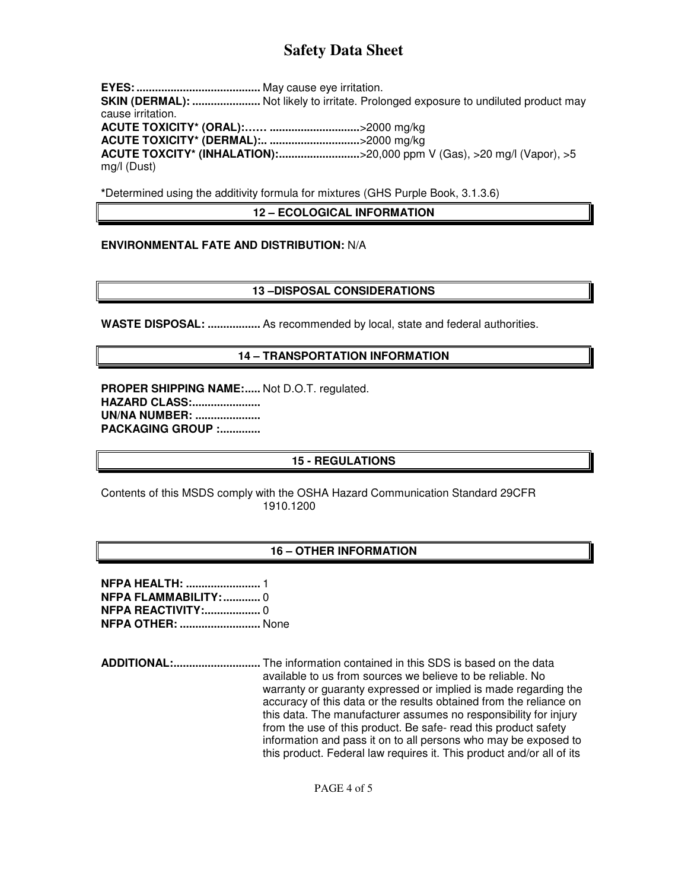**EYES:** ........................................ May cause eye irritation.
**SKIN (DERMAL):** ...................... Not likely to irritate. Prolonged exposure to undiluted product may cause irritation.
**ACUTE TOXICITY* (ORAL):**…… ............................>2000 mg/kg
**ACUTE TOXICITY* (DERMAL):**.. ............................>2000 mg/kg
**ACUTE TOXCITY* (INHALATION):**..........................>20,000 ppm V (Gas), >20 mg/l (Vapor), >5 mg/l (Dust)

**\***Determined using the additivity formula for mixtures (GHS Purple Book, 3.1.3.6)

## 12 – ECOLOGICAL INFORMATION

**ENVIRONMENTAL FATE AND DISTRIBUTION:** N/A

## 13 –DISPOSAL CONSIDERATIONS

**WASTE DISPOSAL:** ................. As recommended by local, state and federal authorities.

## 14 – TRANSPORTATION INFORMATION

**PROPER SHIPPING NAME:**..... Not D.O.T. regulated.
**HAZARD CLASS:**......................
**UN/NA NUMBER:** ....................
**PACKAGING GROUP :**.............

## 15 - REGULATIONS

Contents of this MSDS comply with the OSHA Hazard Communication Standard 29CFR 1910.1200

## 16 – OTHER INFORMATION

**NFPA HEALTH:** ........................ 1
**NFPA FLAMMABILITY:**............ 0
**NFPA REACTIVITY:**.................. 0
**NFPA OTHER:** .......................... None

**ADDITIONAL:**............................ The information contained in this SDS is based on the data available to us from sources we believe to be reliable. No warranty or guaranty expressed or implied is made regarding the accuracy of this data or the results obtained from the reliance on this data. The manufacturer assumes no responsibility for injury from the use of this product. Be safe- read this product safety information and pass it on to all persons who may be exposed to this product. Federal law requires it. This product and/or all of its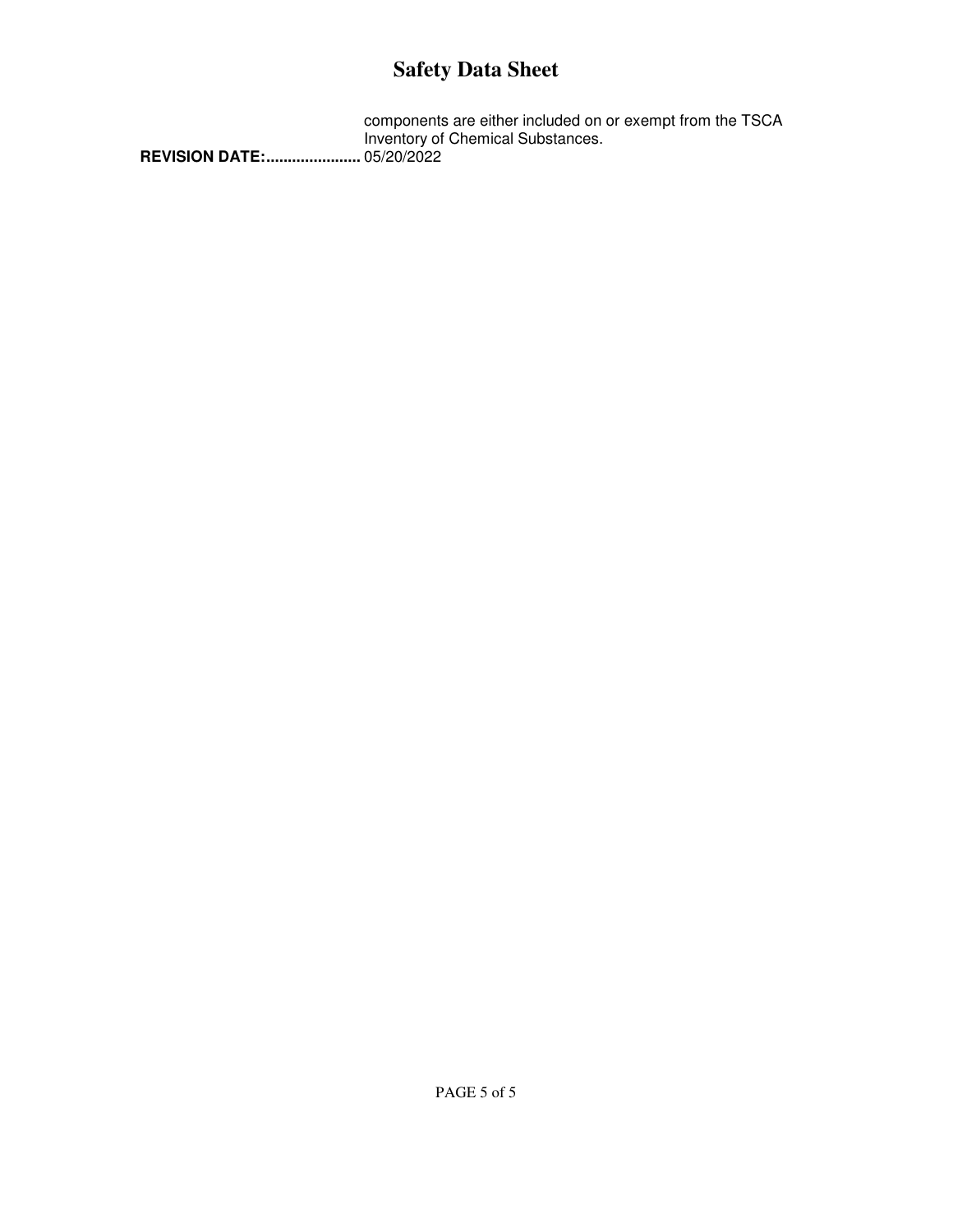components are either included on or exempt from the TSCA Inventory of Chemical Substances.

**REVISION DATE:......................** 05/20/2022